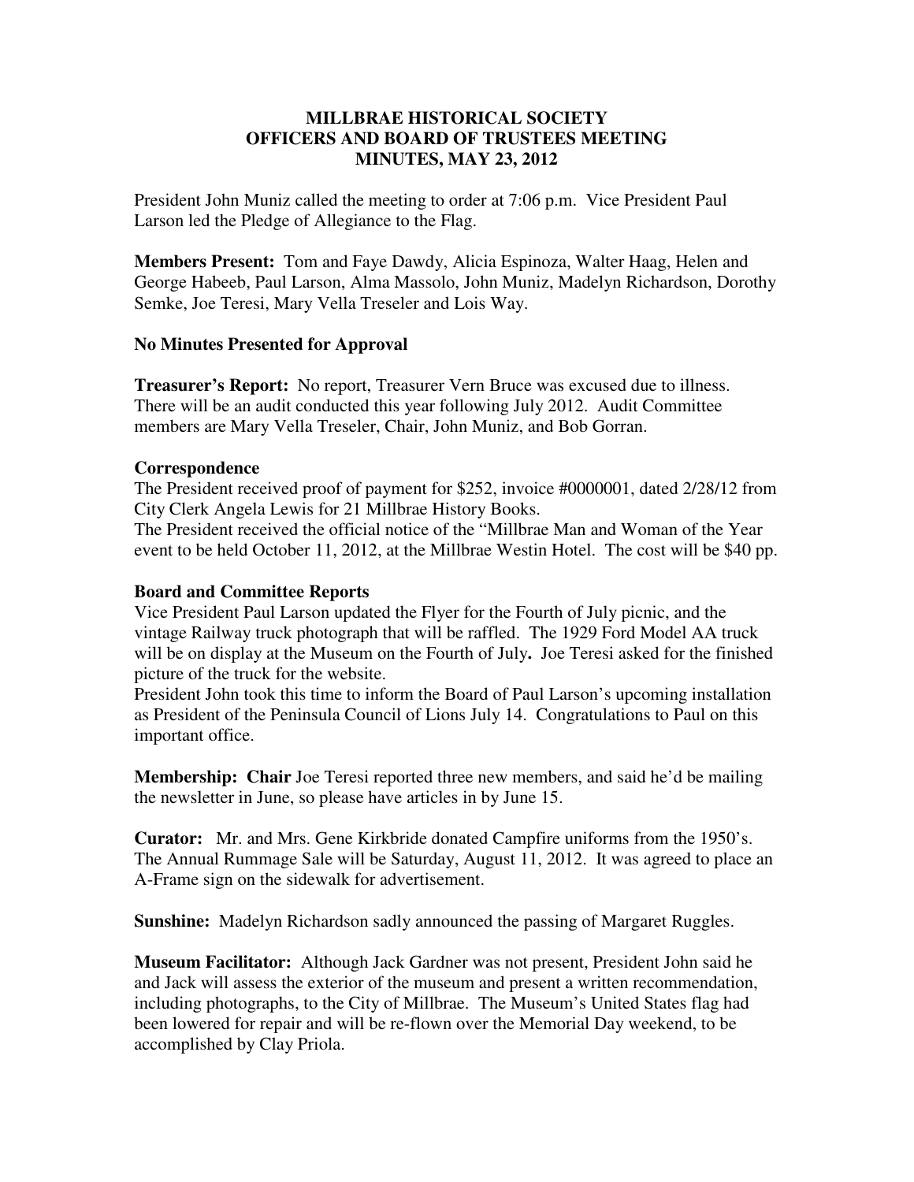# MILLBRAE HISTORICAL SOCIETY
## OFFICERS AND BOARD OF TRUSTEES MEETING
## MINUTES, MAY 23, 2012

President John Muniz called the meeting to order at 7:06 p.m. Vice President Paul Larson led the Pledge of Allegiance to the Flag.

**Members Present:** Tom and Faye Dawdy, Alicia Espinoza, Walter Haag, Helen and George Habeeb, Paul Larson, Alma Massolo, John Muniz, Madelyn Richardson, Dorothy Semke, Joe Teresi, Mary Vella Treseler and Lois Way.

**No Minutes Presented for Approval**

**Treasurer's Report:** No report, Treasurer Vern Bruce was excused due to illness. There will be an audit conducted this year following July 2012. Audit Committee members are Mary Vella Treseler, Chair, John Muniz, and Bob Gorran.

**Correspondence**

The President received proof of payment for $252, invoice #0000001, dated 2/28/12 from City Clerk Angela Lewis for 21 Millbrae History Books.

The President received the official notice of the "Millbrae Man and Woman of the Year event to be held October 11, 2012, at the Millbrae Westin Hotel. The cost will be $40 pp.

**Board and Committee Reports**

Vice President Paul Larson updated the Flyer for the Fourth of July picnic, and the vintage Railway truck photograph that will be raffled. The 1929 Ford Model AA truck will be on display at the Museum on the Fourth of July**.** Joe Teresi asked for the finished picture of the truck for the website.

President John took this time to inform the Board of Paul Larson's upcoming installation as President of the Peninsula Council of Lions July 14. Congratulations to Paul on this important office.

**Membership: Chair** Joe Teresi reported three new members, and said he'd be mailing the newsletter in June, so please have articles in by June 15.

**Curator:** Mr. and Mrs. Gene Kirkbride donated Campfire uniforms from the 1950's. The Annual Rummage Sale will be Saturday, August 11, 2012. It was agreed to place an A-Frame sign on the sidewalk for advertisement.

**Sunshine:** Madelyn Richardson sadly announced the passing of Margaret Ruggles.

**Museum Facilitator:** Although Jack Gardner was not present, President John said he and Jack will assess the exterior of the museum and present a written recommendation, including photographs, to the City of Millbrae. The Museum's United States flag had been lowered for repair and will be re-flown over the Memorial Day weekend, to be accomplished by Clay Priola.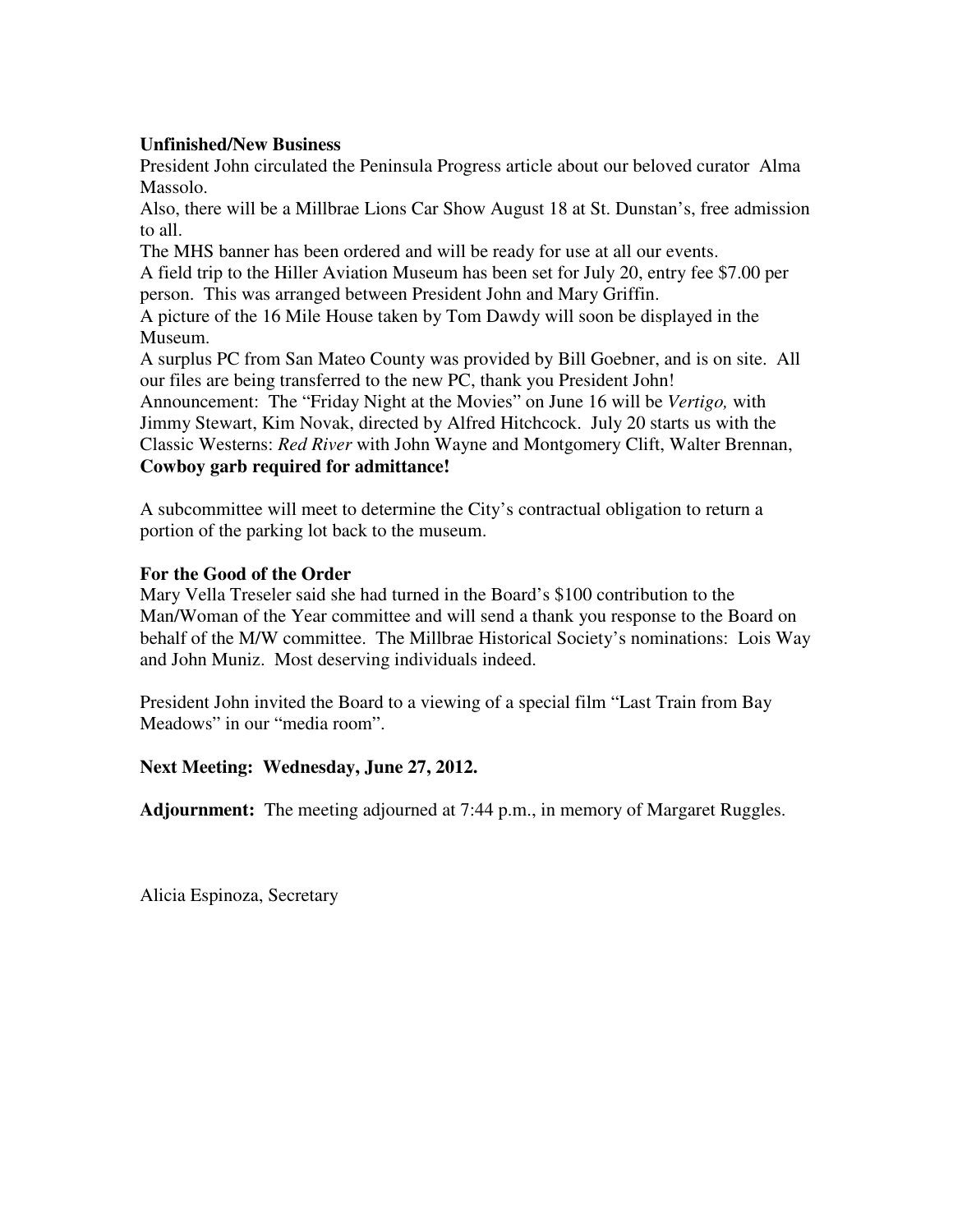**Unfinished/New Business**

President John circulated the Peninsula Progress article about our beloved curator Alma Massolo.

Also, there will be a Millbrae Lions Car Show August 18 at St. Dunstan's, free admission to all.

The MHS banner has been ordered and will be ready for use at all our events.

A field trip to the Hiller Aviation Museum has been set for July 20, entry fee $7.00 per person. This was arranged between President John and Mary Griffin.

A picture of the 16 Mile House taken by Tom Dawdy will soon be displayed in the Museum.

A surplus PC from San Mateo County was provided by Bill Goebner, and is on site. All our files are being transferred to the new PC, thank you President John!

Announcement: The "Friday Night at the Movies" on June 16 will be *Vertigo,* with Jimmy Stewart, Kim Novak, directed by Alfred Hitchcock. July 20 starts us with the Classic Westerns: *Red River* with John Wayne and Montgomery Clift, Walter Brennan, **Cowboy garb required for admittance!**

A subcommittee will meet to determine the City's contractual obligation to return a portion of the parking lot back to the museum.

**For the Good of the Order**

Mary Vella Treseler said she had turned in the Board's $100 contribution to the Man/Woman of the Year committee and will send a thank you response to the Board on behalf of the M/W committee. The Millbrae Historical Society's nominations: Lois Way and John Muniz. Most deserving individuals indeed.

President John invited the Board to a viewing of a special film "Last Train from Bay Meadows" in our "media room".

**Next Meeting: Wednesday, June 27, 2012.**

**Adjournment:** The meeting adjourned at 7:44 p.m., in memory of Margaret Ruggles.

Alicia Espinoza, Secretary